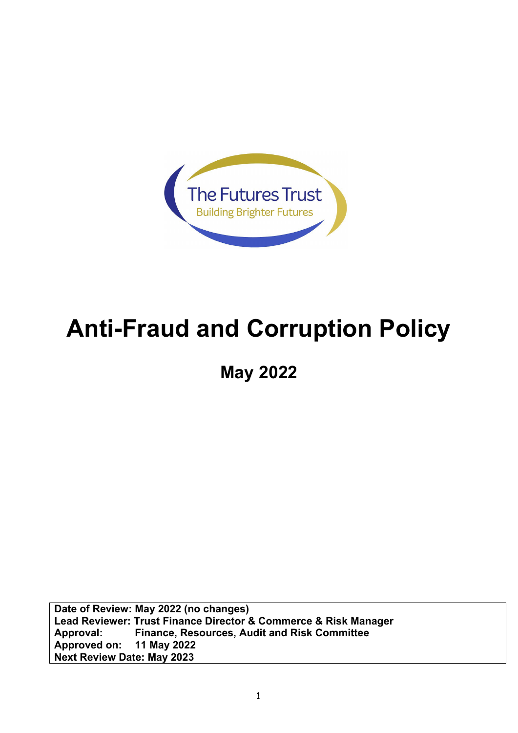The Futures Trust
Building Brighter Futures

# Anti-Fraud and Corruption Policy

## May 2022

**Date of Review: May 2022 (no changes)**
**Lead Reviewer: Trust Finance Director & Commerce & Risk Manager**
**Approval: Finance, Resources, Audit and Risk Committee**
**Approved on: 11 May 2022**
**Next Review Date: May 2023**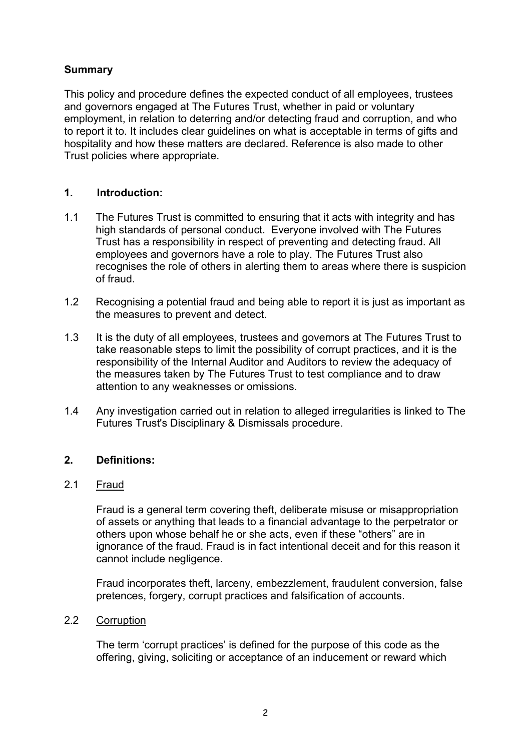**Summary**

This policy and procedure defines the expected conduct of all employees, trustees and governors engaged at The Futures Trust, whether in paid or voluntary employment, in relation to deterring and/or detecting fraud and corruption, and who to report it to. It includes clear guidelines on what is acceptable in terms of gifts and hospitality and how these matters are declared. Reference is also made to other Trust policies where appropriate.

## 1. Introduction:

1.1 The Futures Trust is committed to ensuring that it acts with integrity and has high standards of personal conduct. Everyone involved with The Futures Trust has a responsibility in respect of preventing and detecting fraud. All employees and governors have a role to play. The Futures Trust also recognises the role of others in alerting them to areas where there is suspicion of fraud.

1.2 Recognising a potential fraud and being able to report it is just as important as the measures to prevent and detect.

1.3 It is the duty of all employees, trustees and governors at The Futures Trust to take reasonable steps to limit the possibility of corrupt practices, and it is the responsibility of the Internal Auditor and Auditors to review the adequacy of the measures taken by The Futures Trust to test compliance and to draw attention to any weaknesses or omissions.

1.4 Any investigation carried out in relation to alleged irregularities is linked to The Futures Trust's Disciplinary & Dismissals procedure.

## 2. Definitions:

2.1 Fraud

Fraud is a general term covering theft, deliberate misuse or misappropriation of assets or anything that leads to a financial advantage to the perpetrator or others upon whose behalf he or she acts, even if these "others" are in ignorance of the fraud. Fraud is in fact intentional deceit and for this reason it cannot include negligence.

Fraud incorporates theft, larceny, embezzlement, fraudulent conversion, false pretences, forgery, corrupt practices and falsification of accounts.

2.2 Corruption

The term 'corrupt practices' is defined for the purpose of this code as the offering, giving, soliciting or acceptance of an inducement or reward which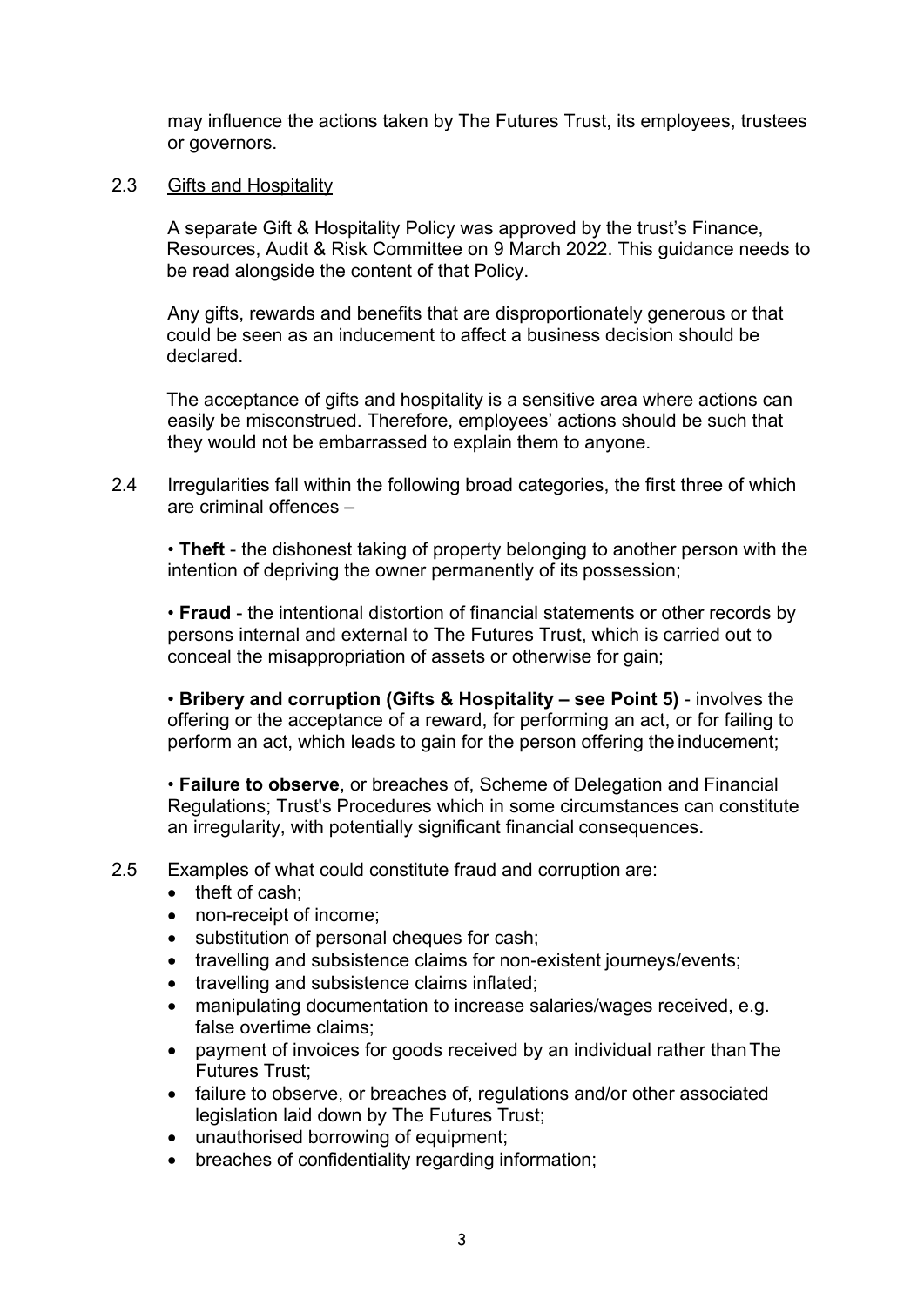may influence the actions taken by The Futures Trust, its employees, trustees or governors.

2.3 Gifts and Hospitality

A separate Gift & Hospitality Policy was approved by the trust's Finance, Resources, Audit & Risk Committee on 9 March 2022. This guidance needs to be read alongside the content of that Policy.

Any gifts, rewards and benefits that are disproportionately generous or that could be seen as an inducement to affect a business decision should be declared.

The acceptance of gifts and hospitality is a sensitive area where actions can easily be misconstrued. Therefore, employees' actions should be such that they would not be embarrassed to explain them to anyone.

2.4 Irregularities fall within the following broad categories, the first three of which are criminal offences –

• **Theft** - the dishonest taking of property belonging to another person with the intention of depriving the owner permanently of its possession;

• **Fraud** - the intentional distortion of financial statements or other records by persons internal and external to The Futures Trust, which is carried out to conceal the misappropriation of assets or otherwise for gain;

• **Bribery and corruption (Gifts & Hospitality – see Point 5)** - involves the offering or the acceptance of a reward, for performing an act, or for failing to perform an act, which leads to gain for the person offering the inducement;

• **Failure to observe**, or breaches of, Scheme of Delegation and Financial Regulations; Trust's Procedures which in some circumstances can constitute an irregularity, with potentially significant financial consequences.

2.5 Examples of what could constitute fraud and corruption are:

- theft of cash;
- non-receipt of income;
- substitution of personal cheques for cash;
- travelling and subsistence claims for non-existent journeys/events;
- travelling and subsistence claims inflated;
- manipulating documentation to increase salaries/wages received, e.g. false overtime claims;
- payment of invoices for goods received by an individual rather than The Futures Trust;
- failure to observe, or breaches of, regulations and/or other associated legislation laid down by The Futures Trust;
- unauthorised borrowing of equipment;
- breaches of confidentiality regarding information;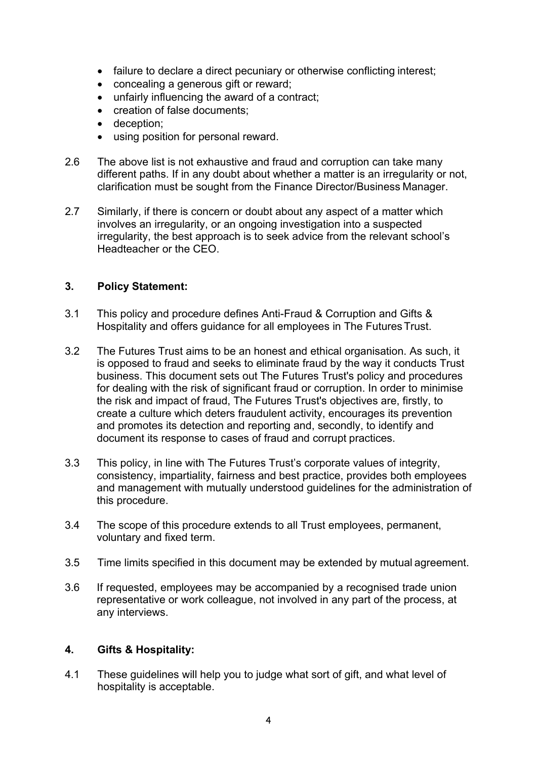- failure to declare a direct pecuniary or otherwise conflicting interest;
- concealing a generous gift or reward;
- unfairly influencing the award of a contract;
- creation of false documents;
- deception;
- using position for personal reward.

2.6 The above list is not exhaustive and fraud and corruption can take many different paths. If in any doubt about whether a matter is an irregularity or not, clarification must be sought from the Finance Director/Business Manager.

2.7 Similarly, if there is concern or doubt about any aspect of a matter which involves an irregularity, or an ongoing investigation into a suspected irregularity, the best approach is to seek advice from the relevant school's Headteacher or the CEO.

## 3. Policy Statement:

3.1 This policy and procedure defines Anti-Fraud & Corruption and Gifts & Hospitality and offers guidance for all employees in The Futures Trust.

3.2 The Futures Trust aims to be an honest and ethical organisation. As such, it is opposed to fraud and seeks to eliminate fraud by the way it conducts Trust business. This document sets out The Futures Trust's policy and procedures for dealing with the risk of significant fraud or corruption. In order to minimise the risk and impact of fraud, The Futures Trust's objectives are, firstly, to create a culture which deters fraudulent activity, encourages its prevention and promotes its detection and reporting and, secondly, to identify and document its response to cases of fraud and corrupt practices.

3.3 This policy, in line with The Futures Trust's corporate values of integrity, consistency, impartiality, fairness and best practice, provides both employees and management with mutually understood guidelines for the administration of this procedure.

3.4 The scope of this procedure extends to all Trust employees, permanent, voluntary and fixed term.

3.5 Time limits specified in this document may be extended by mutual agreement.

3.6 If requested, employees may be accompanied by a recognised trade union representative or work colleague, not involved in any part of the process, at any interviews.

## 4. Gifts & Hospitality:

4.1 These guidelines will help you to judge what sort of gift, and what level of hospitality is acceptable.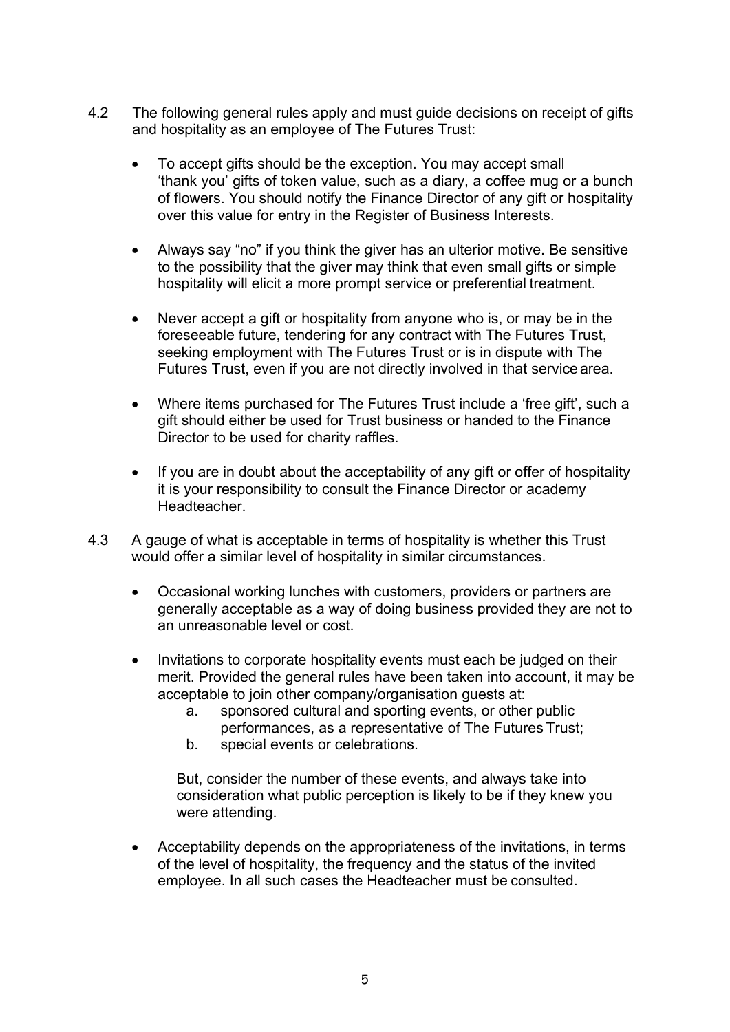4.2 The following general rules apply and must guide decisions on receipt of gifts and hospitality as an employee of The Futures Trust:

- To accept gifts should be the exception. You may accept small 'thank you' gifts of token value, such as a diary, a coffee mug or a bunch of flowers. You should notify the Finance Director of any gift or hospitality over this value for entry in the Register of Business Interests.
- Always say "no" if you think the giver has an ulterior motive. Be sensitive to the possibility that the giver may think that even small gifts or simple hospitality will elicit a more prompt service or preferential treatment.
- Never accept a gift or hospitality from anyone who is, or may be in the foreseeable future, tendering for any contract with The Futures Trust, seeking employment with The Futures Trust or is in dispute with The Futures Trust, even if you are not directly involved in that service area.
- Where items purchased for The Futures Trust include a 'free gift', such a gift should either be used for Trust business or handed to the Finance Director to be used for charity raffles.
- If you are in doubt about the acceptability of any gift or offer of hospitality it is your responsibility to consult the Finance Director or academy Headteacher.

4.3 A gauge of what is acceptable in terms of hospitality is whether this Trust would offer a similar level of hospitality in similar circumstances.

- Occasional working lunches with customers, providers or partners are generally acceptable as a way of doing business provided they are not to an unreasonable level or cost.
- Invitations to corporate hospitality events must each be judged on their merit. Provided the general rules have been taken into account, it may be acceptable to join other company/organisation guests at:
  a. sponsored cultural and sporting events, or other public performances, as a representative of The Futures Trust;
  b. special events or celebrations.

  But, consider the number of these events, and always take into consideration what public perception is likely to be if they knew you were attending.
- Acceptability depends on the appropriateness of the invitations, in terms of the level of hospitality, the frequency and the status of the invited employee. In all such cases the Headteacher must be consulted.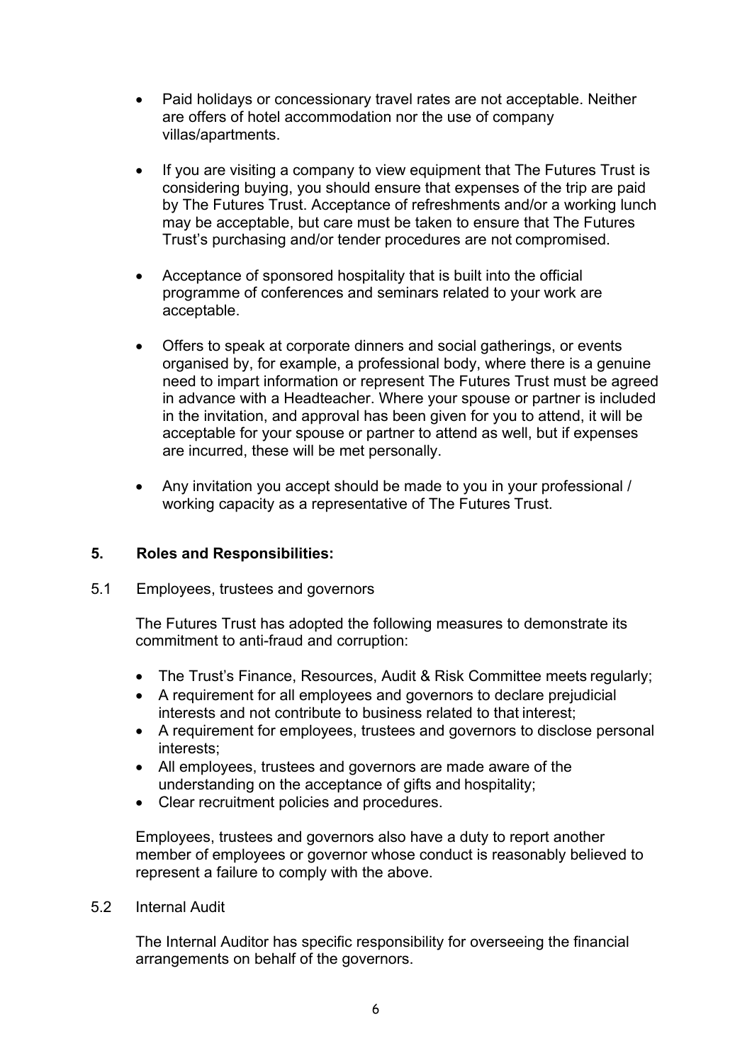- Paid holidays or concessionary travel rates are not acceptable. Neither are offers of hotel accommodation nor the use of company villas/apartments.

- If you are visiting a company to view equipment that The Futures Trust is considering buying, you should ensure that expenses of the trip are paid by The Futures Trust. Acceptance of refreshments and/or a working lunch may be acceptable, but care must be taken to ensure that The Futures Trust's purchasing and/or tender procedures are not compromised.

- Acceptance of sponsored hospitality that is built into the official programme of conferences and seminars related to your work are acceptable.

- Offers to speak at corporate dinners and social gatherings, or events organised by, for example, a professional body, where there is a genuine need to impart information or represent The Futures Trust must be agreed in advance with a Headteacher. Where your spouse or partner is included in the invitation, and approval has been given for you to attend, it will be acceptable for your spouse or partner to attend as well, but if expenses are incurred, these will be met personally.

- Any invitation you accept should be made to you in your professional / working capacity as a representative of The Futures Trust.

## 5. Roles and Responsibilities:

### 5.1 Employees, trustees and governors

The Futures Trust has adopted the following measures to demonstrate its commitment to anti-fraud and corruption:

- The Trust's Finance, Resources, Audit & Risk Committee meets regularly;
- A requirement for all employees and governors to declare prejudicial interests and not contribute to business related to that interest;
- A requirement for employees, trustees and governors to disclose personal interests;
- All employees, trustees and governors are made aware of the understanding on the acceptance of gifts and hospitality;
- Clear recruitment policies and procedures.

Employees, trustees and governors also have a duty to report another member of employees or governor whose conduct is reasonably believed to represent a failure to comply with the above.

### 5.2 Internal Audit

The Internal Auditor has specific responsibility for overseeing the financial arrangements on behalf of the governors.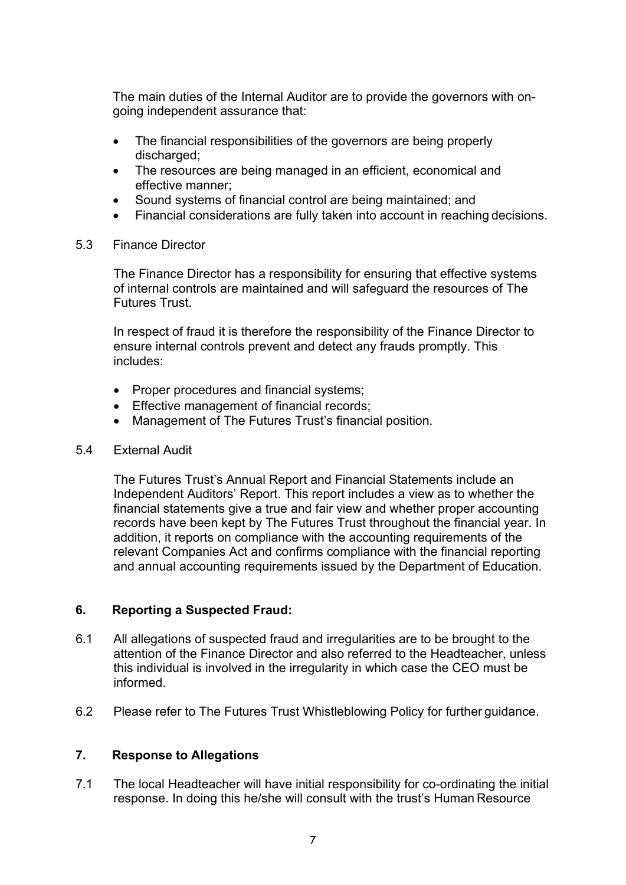The main duties of the Internal Auditor are to provide the governors with on-going independent assurance that:

- The financial responsibilities of the governors are being properly discharged;
- The resources are being managed in an efficient, economical and effective manner;
- Sound systems of financial control are being maintained; and
- Financial considerations are fully taken into account in reaching decisions.

5.3 Finance Director

The Finance Director has a responsibility for ensuring that effective systems of internal controls are maintained and will safeguard the resources of The Futures Trust.

In respect of fraud it is therefore the responsibility of the Finance Director to ensure internal controls prevent and detect any frauds promptly. This includes:

- Proper procedures and financial systems;
- Effective management of financial records;
- Management of The Futures Trust's financial position.

5.4 External Audit

The Futures Trust's Annual Report and Financial Statements include an Independent Auditors' Report. This report includes a view as to whether the financial statements give a true and fair view and whether proper accounting records have been kept by The Futures Trust throughout the financial year. In addition, it reports on compliance with the accounting requirements of the relevant Companies Act and confirms compliance with the financial reporting and annual accounting requirements issued by the Department of Education.

## 6. Reporting a Suspected Fraud:

6.1 All allegations of suspected fraud and irregularities are to be brought to the attention of the Finance Director and also referred to the Headteacher, unless this individual is involved in the irregularity in which case the CEO must be informed.

6.2 Please refer to The Futures Trust Whistleblowing Policy for further guidance.

## 7. Response to Allegations

7.1 The local Headteacher will have initial responsibility for co-ordinating the initial response. In doing this he/she will consult with the trust's Human Resource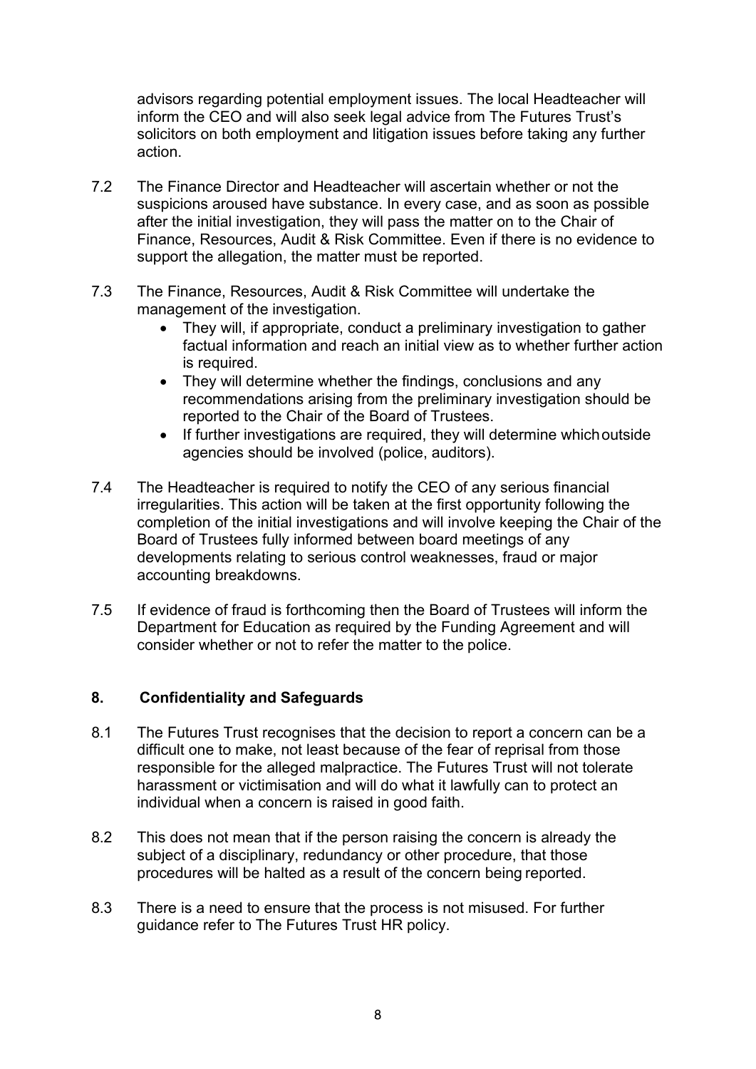advisors regarding potential employment issues. The local Headteacher will inform the CEO and will also seek legal advice from The Futures Trust's solicitors on both employment and litigation issues before taking any further action.

7.2 The Finance Director and Headteacher will ascertain whether or not the suspicions aroused have substance. In every case, and as soon as possible after the initial investigation, they will pass the matter on to the Chair of Finance, Resources, Audit & Risk Committee. Even if there is no evidence to support the allegation, the matter must be reported.

7.3 The Finance, Resources, Audit & Risk Committee will undertake the management of the investigation.

- They will, if appropriate, conduct a preliminary investigation to gather factual information and reach an initial view as to whether further action is required.
- They will determine whether the findings, conclusions and any recommendations arising from the preliminary investigation should be reported to the Chair of the Board of Trustees.
- If further investigations are required, they will determine which outside agencies should be involved (police, auditors).

7.4 The Headteacher is required to notify the CEO of any serious financial irregularities. This action will be taken at the first opportunity following the completion of the initial investigations and will involve keeping the Chair of the Board of Trustees fully informed between board meetings of any developments relating to serious control weaknesses, fraud or major accounting breakdowns.

7.5 If evidence of fraud is forthcoming then the Board of Trustees will inform the Department for Education as required by the Funding Agreement and will consider whether or not to refer the matter to the police.

## 8. Confidentiality and Safeguards

8.1 The Futures Trust recognises that the decision to report a concern can be a difficult one to make, not least because of the fear of reprisal from those responsible for the alleged malpractice. The Futures Trust will not tolerate harassment or victimisation and will do what it lawfully can to protect an individual when a concern is raised in good faith.

8.2 This does not mean that if the person raising the concern is already the subject of a disciplinary, redundancy or other procedure, that those procedures will be halted as a result of the concern being reported.

8.3 There is a need to ensure that the process is not misused. For further guidance refer to The Futures Trust HR policy.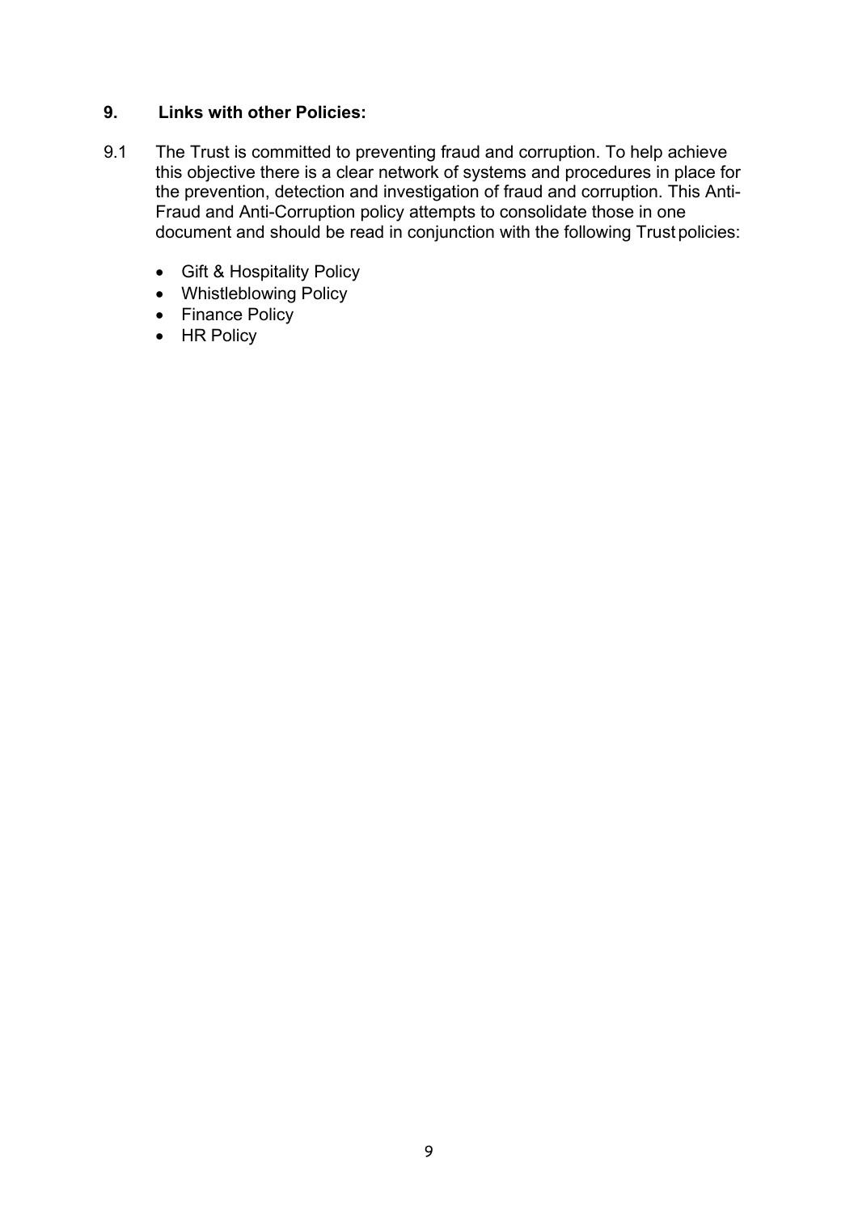## 9. Links with other Policies:

9.1 The Trust is committed to preventing fraud and corruption. To help achieve this objective there is a clear network of systems and procedures in place for the prevention, detection and investigation of fraud and corruption. This Anti-Fraud and Anti-Corruption policy attempts to consolidate those in one document and should be read in conjunction with the following Trust policies:

- Gift & Hospitality Policy
- Whistleblowing Policy
- Finance Policy
- HR Policy